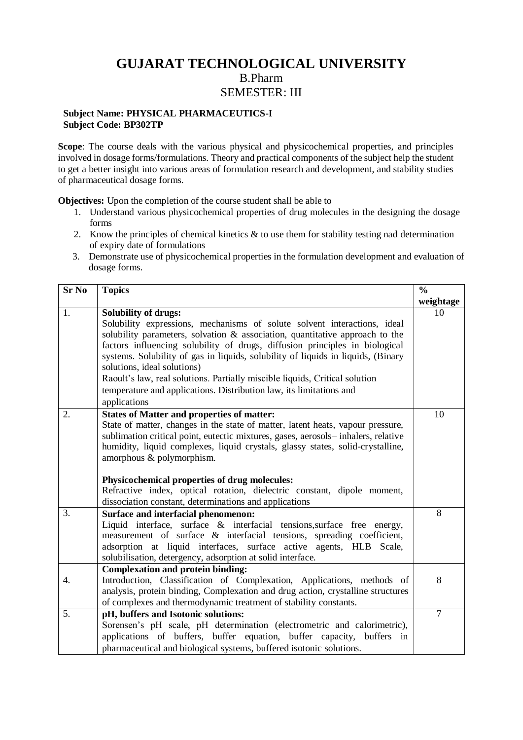# GUJARAT TECHNOLOGICAL UNIVERSITY

B.Pharm

SEMESTER: III

**Subject Name: PHYSICAL PHARMACEUTICS-I**
**Subject Code: BP302TP**

**Scope**: The course deals with the various physical and physicochemical properties, and principles involved in dosage forms/formulations. Theory and practical components of the subject help the student to get a better insight into various areas of formulation research and development, and stability studies of pharmaceutical dosage forms.

**Objectives:** Upon the completion of the course student shall be able to

1. Understand various physicochemical properties of drug molecules in the designing the dosage forms
2. Know the principles of chemical kinetics & to use them for stability testing nad determination of expiry date of formulations
3. Demonstrate use of physicochemical properties in the formulation development and evaluation of dosage forms.

| Sr No | Topics | % weightage |
|---|---|---|
| 1. | **Solubility of drugs:** Solubility expressions, mechanisms of solute solvent interactions, ideal solubility parameters, solvation & association, quantitative approach to the factors influencing solubility of drugs, diffusion principles in biological systems. Solubility of gas in liquids, solubility of liquids in liquids, (Binary solutions, ideal solutions) Raoult's law, real solutions. Partially miscible liquids, Critical solution temperature and applications. Distribution law, its limitations and applications | 10 |
| 2. | **States of Matter and properties of matter:** State of matter, changes in the state of matter, latent heats, vapour pressure, sublimation critical point, eutectic mixtures, gases, aerosols– inhalers, relative humidity, liquid complexes, liquid crystals, glassy states, solid-crystalline, amorphous & polymorphism. **Physicochemical properties of drug molecules:** Refractive index, optical rotation, dielectric constant, dipole moment, dissociation constant, determinations and applications | 10 |
| 3. | **Surface and interfacial phenomenon:** Liquid interface, surface & interfacial tensions,surface free energy, measurement of surface & interfacial tensions, spreading coefficient, adsorption at liquid interfaces, surface active agents, HLB Scale, solubilisation, detergency, adsorption at solid interface. | 8 |
| 4. | **Complexation and protein binding:** Introduction, Classification of Complexation, Applications, methods of analysis, protein binding, Complexation and drug action, crystalline structures of complexes and thermodynamic treatment of stability constants. | 8 |
| 5. | **pH, buffers and Isotonic solutions:** Sorensen's pH scale, pH determination (electrometric and calorimetric), applications of buffers, buffer equation, buffer capacity, buffers in pharmaceutical and biological systems, buffered isotonic solutions. | 7 |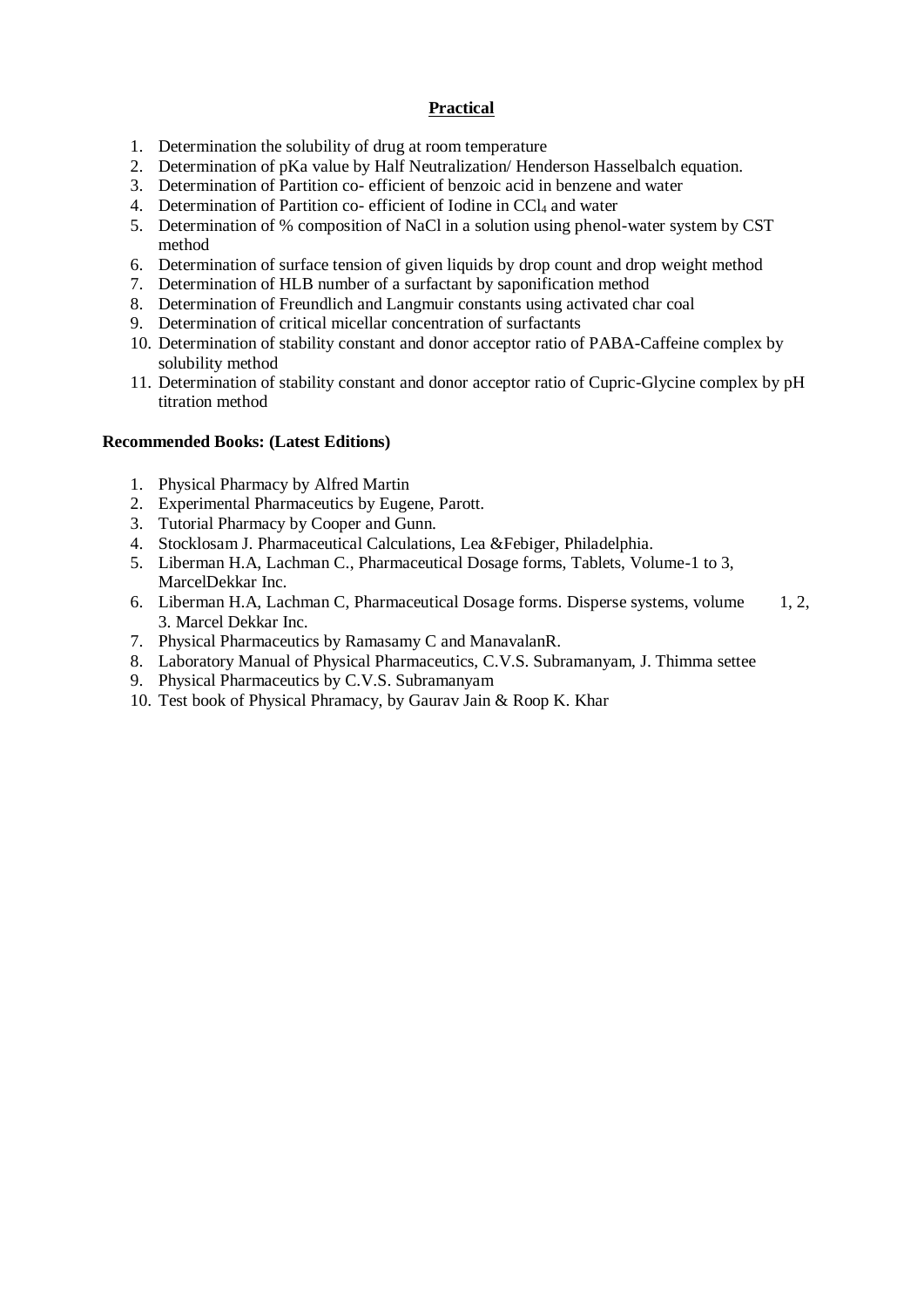## Practical

1. Determination the solubility of drug at room temperature
2. Determination of pKa value by Half Neutralization/ Henderson Hasselbalch equation.
3. Determination of Partition co- efficient of benzoic acid in benzene and water
4. Determination of Partition co- efficient of Iodine in $CCl_4$ and water
5. Determination of % composition of NaCl in a solution using phenol-water system by CST method
6. Determination of surface tension of given liquids by drop count and drop weight method
7. Determination of HLB number of a surfactant by saponification method
8. Determination of Freundlich and Langmuir constants using activated char coal
9. Determination of critical micellar concentration of surfactants
10. Determination of stability constant and donor acceptor ratio of PABA-Caffeine complex by solubility method
11. Determination of stability constant and donor acceptor ratio of Cupric-Glycine complex by pH titration method

**Recommended Books: (Latest Editions)**

1. Physical Pharmacy by Alfred Martin
2. Experimental Pharmaceutics by Eugene, Parott.
3. Tutorial Pharmacy by Cooper and Gunn.
4. Stocklosam J. Pharmaceutical Calculations, Lea &Febiger, Philadelphia.
5. Liberman H.A, Lachman C., Pharmaceutical Dosage forms, Tablets, Volume-1 to 3, MarcelDekkar Inc.
6. Liberman H.A, Lachman C, Pharmaceutical Dosage forms. Disperse systems, volume 1, 2, 3. Marcel Dekkar Inc.
7. Physical Pharmaceutics by Ramasamy C and ManavalanR.
8. Laboratory Manual of Physical Pharmaceutics, C.V.S. Subramanyam, J. Thimma settee
9. Physical Pharmaceutics by C.V.S. Subramanyam
10. Test book of Physical Phramacy, by Gaurav Jain & Roop K. Khar